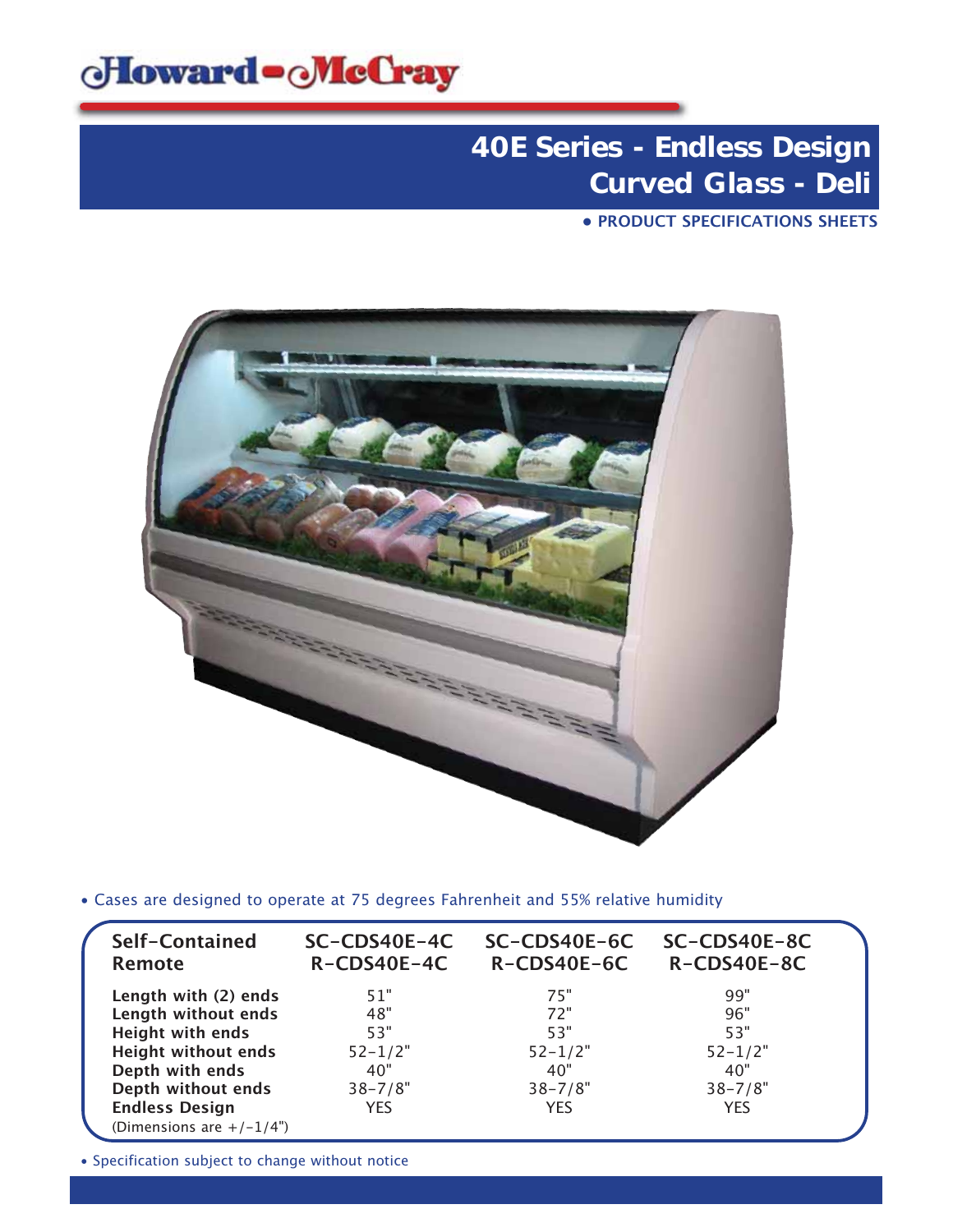Howard-McCray

# 40E Series - Endless Design Curved Glass - Deli

• PRODUCT SPECIFICATIONS SHEETS

• Cases are designed to operate at 75 degrees Fahrenheit and 55% relative humidity

| Self-Contained<br>Remote | SC-CDS40E-4C<br>R-CDS40E-4C | SC-CDS40E-6C<br>R-CDS40E-6C | SC-CDS40E-8C<br>R-CDS40E-8C |
|---|---|---|---|
| **Length with (2) ends** | 51" | 75" | 99" |
| **Length without ends** | 48" | 72" | 96" |
| **Height with ends** | 53" | 53" | 53" |
| **Height without ends** | 52-1/2" | 52-1/2" | 52-1/2" |
| **Depth with ends** | 40" | 40" | 40" |
| **Depth without ends** | 38-7/8" | 38-7/8" | 38-7/8" |
| **Endless Design** | YES | YES | YES |
| (Dimensions are +/-1/4") | | | |

• Specification subject to change without notice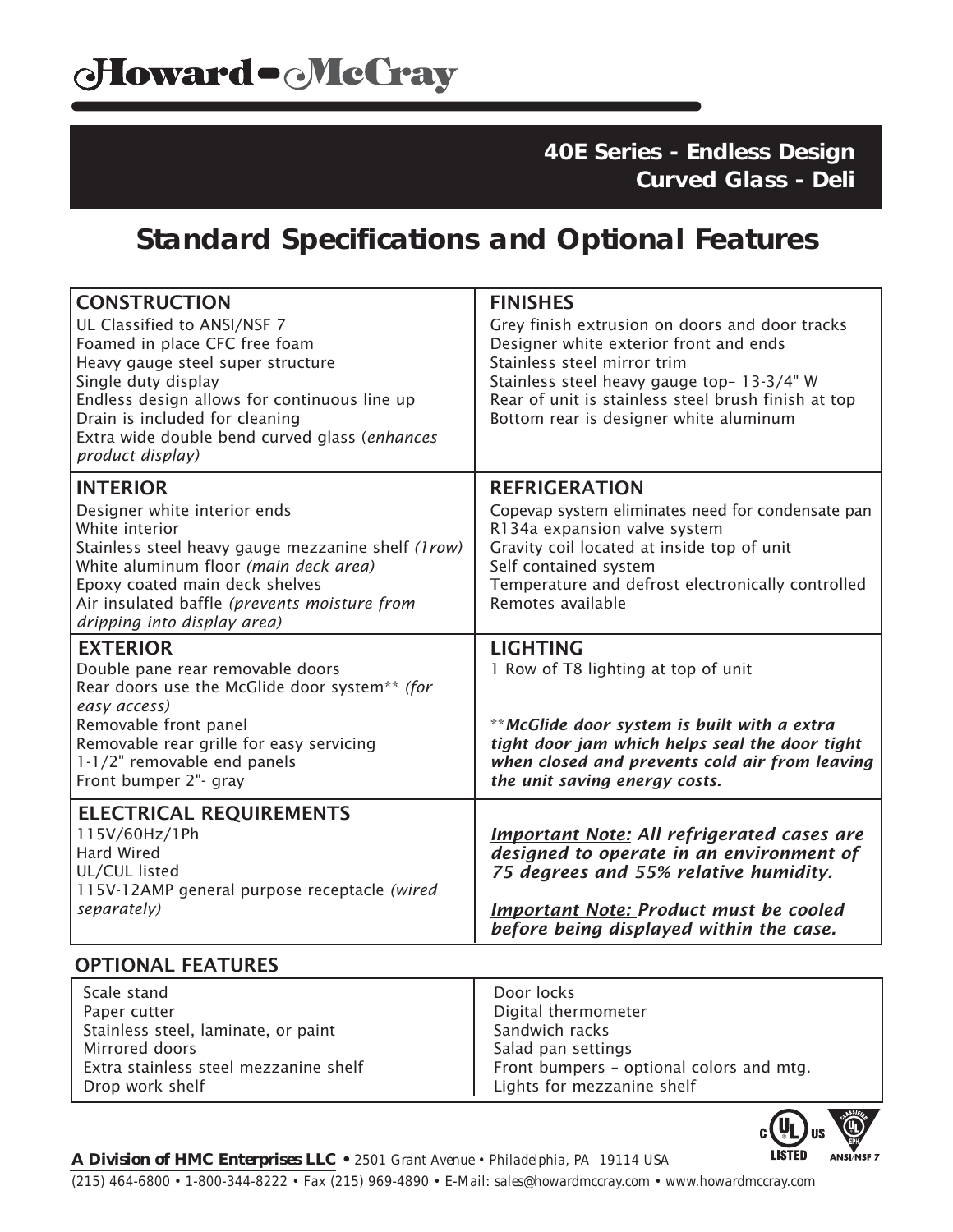# Howard-McCray

## 40E Series - Endless Design
## Curved Glass - Deli

# Standard Specifications and Optional Features

### CONSTRUCTION
UL Classified to ANSI/NSF 7
Foamed in place CFC free foam
Heavy gauge steel super structure
Single duty display
Endless design allows for continuous line up
Drain is included for cleaning
Extra wide double bend curved glass (*enhances product display)*

### FINISHES
Grey finish extrusion on doors and door tracks
Designer white exterior front and ends
Stainless steel mirror trim
Stainless steel heavy gauge top– 13-3/4" W
Rear of unit is stainless steel brush finish at top
Bottom rear is designer white aluminum

### INTERIOR
Designer white interior ends
White interior
Stainless steel heavy gauge mezzanine shelf *(1row)*
White aluminum floor *(main deck area)*
Epoxy coated main deck shelves
Air insulated baffle *(prevents moisture from dripping into display area)*

### REFRIGERATION
Copevap system eliminates need for condensate pan
R134a expansion valve system
Gravity coil located at inside top of unit
Self contained system
Temperature and defrost electronically controlled
Remotes available

### EXTERIOR
Double pane rear removable doors
Rear doors use the McGlide door system** *(for easy access)*
Removable front panel
Removable rear grille for easy servicing
1-1/2" removable end panels
Front bumper 2"- gray

### LIGHTING
1 Row of T8 lighting at top of unit

***McGlide door system is built with a extra tight door jam which helps seal the door tight when closed and prevents cold air from leaving the unit saving energy costs.***

### ELECTRICAL REQUIREMENTS
115V/60Hz/1Ph
Hard Wired
UL/CUL listed
115V-12AMP general purpose receptacle *(wired separately)*

***Important Note:** All refrigerated cases are designed to operate in an environment of 75 degrees and 55% relative humidity.*

***Important Note:** Product must be cooled before being displayed within the case.*

### OPTIONAL FEATURES

| | |
|---|---|
| Scale stand | Door locks |
| Paper cutter | Digital thermometer |
| Stainless steel, laminate, or paint | Sandwich racks |
| Mirrored doors | Salad pan settings |
| Extra stainless steel mezzanine shelf | Front bumpers – optional colors and mtg. |
| Drop work shelf | Lights for mezzanine shelf |

**A Division of HMC Enterprises LLC** • 2501 Grant Avenue • Philadelphia, PA 19114 USA
(215) 464-6800 • 1-800-344-8222 • Fax (215) 969-4890 • E-Mail: sales@howardmccray.com • www.howardmccray.com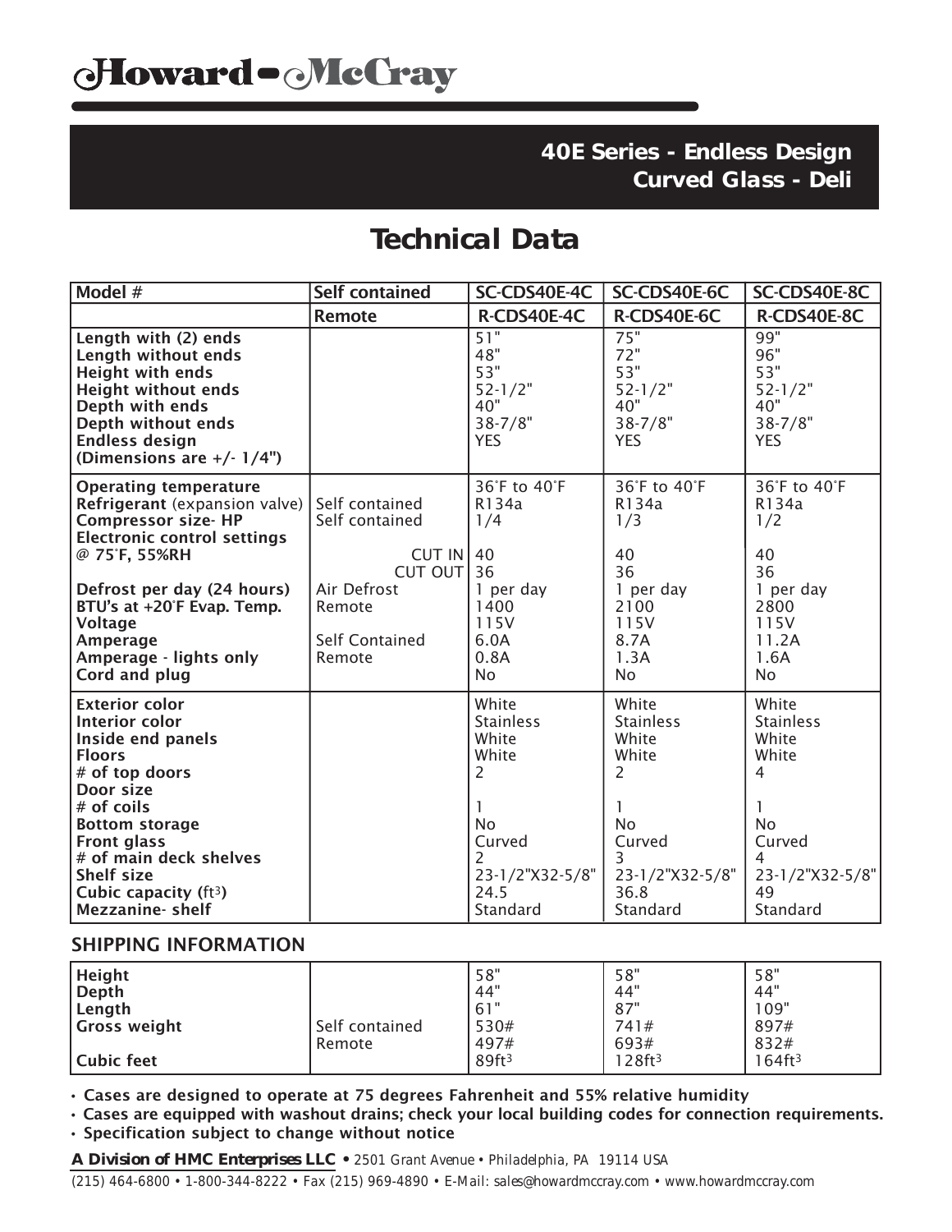# Howard-McCray

## 40E Series - Endless Design
## Curved Glass - Deli

# Technical Data

| Model # | Self contained | SC-CDS40E-4C | SC-CDS40E-6C | SC-CDS40E-8C |
|---|---|---|---|---|
| | Remote | R-CDS40E-4C | R-CDS40E-6C | R-CDS40E-8C |
| Length with (2) ends | | 51" | 75" | 99" |
| Length without ends | | 48" | 72" | 96" |
| Height with ends | | 53" | 53" | 53" |
| Height without ends | | 52-1/2" | 52-1/2" | 52-1/2" |
| Depth with ends | | 40" | 40" | 40" |
| Depth without ends | | 38-7/8" | 38-7/8" | 38-7/8" |
| Endless design (Dimensions are +/- 1/4") | | YES | YES | YES |
| Operating temperature | | 36˚F to 40˚F | 36˚F to 40˚F | 36˚F to 40˚F |
| Refrigerant (expansion valve) | Self contained | R134a | R134a | R134a |
| Compressor size- HP | Self contained | 1/4 | 1/3 | 1/2 |
| Electronic control settings @ 75˚F, 55%RH | CUT IN | 40 | 40 | 40 |
| | CUT OUT | 36 | 36 | 36 |
| Defrost per day (24 hours) | Air Defrost | 1 per day | 1 per day | 1 per day |
| BTU's at +20˚F Evap. Temp. | Remote | 1400 | 2100 | 2800 |
| Voltage | | 115V | 115V | 115V |
| Amperage | Self Contained | 6.0A | 8.7A | 11.2A |
| Amperage - lights only | Remote | 0.8A | 1.3A | 1.6A |
| Cord and plug | | No | No | No |
| Exterior color | | White | White | White |
| Interior color | | Stainless | Stainless | Stainless |
| Inside end panels | | White | White | White |
| Floors | | White | White | White |
| # of top doors | | 2 | 2 | 4 |
| Door size | | | | |
| # of coils | | 1 | 1 | 1 |
| Bottom storage | | No | No | No |
| Front glass | | Curved | Curved | Curved |
| # of main deck shelves | | 2 | 3 | 4 |
| Shelf size | | 23-1/2"X32-5/8" | 23-1/2"X32-5/8" | 23-1/2"X32-5/8" |
| Cubic capacity (ft³) | | 24.5 | 36.8 | 49 |
| Mezzanine- shelf | | Standard | Standard | Standard |

## SHIPPING INFORMATION

| | | | | |
|---|---|---|---|---|
| Height | | 58" | 58" | 58" |
| Depth | | 44" | 44" | 44" |
| Length | | 61" | 87" | 109" |
| Gross weight | Self contained | 530# | 741# | 897# |
| | Remote | 497# | 693# | 832# |
| Cubic feet | | 89ft³ | 128ft³ | 164ft³ |

- **Cases are designed to operate at 75 degrees Fahrenheit and 55% relative humidity**
- **Cases are equipped with washout drains; check your local building codes for connection requirements.**
- **Specification subject to change without notice**

**A Division of HMC Enterprises LLC** • 2501 Grant Avenue • Philadelphia, PA 19114 USA

(215) 464-6800 • 1-800-344-8222 • Fax (215) 969-4890 • E-Mail: sales@howardmccray.com • www.howardmccray.com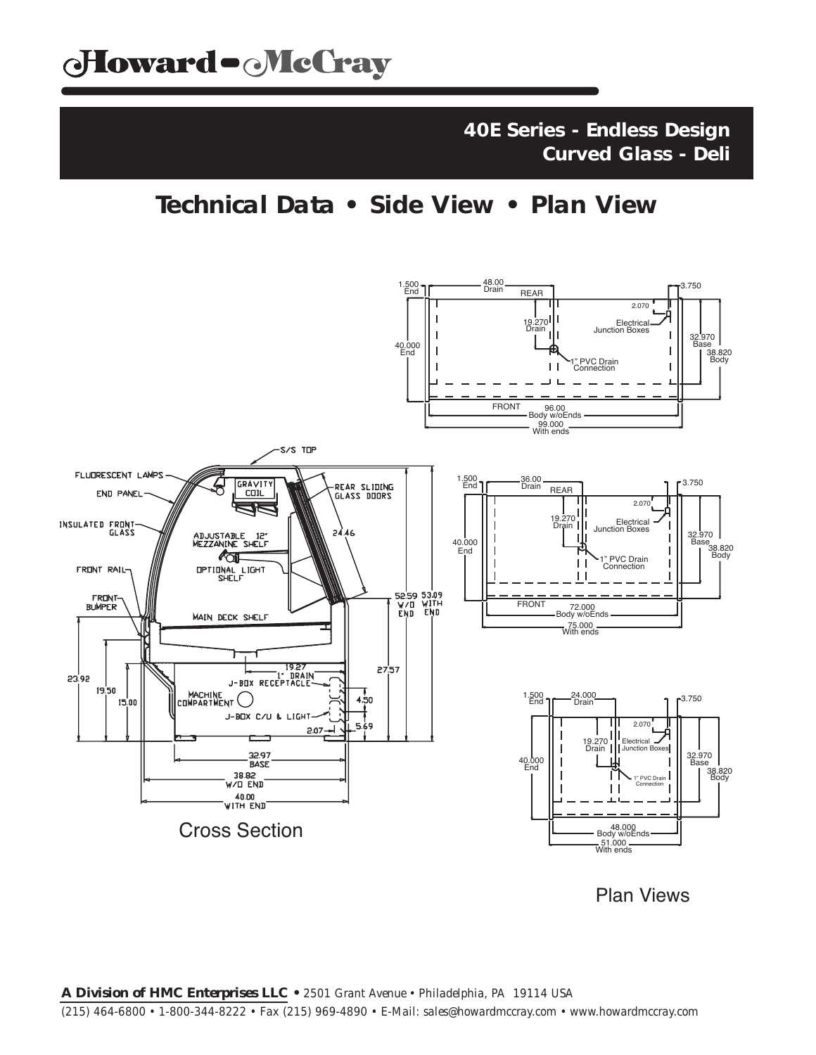# Howard-McCray

**40E Series - Endless Design**
**Curved Glass - Deli**

## Technical Data • Side View • Plan View

S/S TOP
FLUORESCENT LAMPS
END PANEL
INSULATED FRONT GLASS
FRONT RAIL
FRONT BUMPER
GRAVITY COIL
REAR SLIDING GLASS DOORS
ADJUSTABLE 12" MEZZANINE SHELF
OPTIONAL LIGHT SHELF
MAIN DECK SHELF
24.46
52.59 W/O END
53.09 WITH END
27.57
19.27 1" DRAIN
J-BOX RECEPTACLE
MACHINE COMPARTMENT
J-BOX C/U & LIGHT
4.50
5.69
2.07
23.92
19.50
15.00
32.97 BASE
38.82 W/O END
40.00 WITH END

Cross Section

1.500 End
48.00 Drain
REAR
3.750
2.070
19.270 Drain
Electrical Junction Boxes
40.000 End
32.970 Base
38.820 Body
1" PVC Drain Connection
FRONT
96.00 Body w/oEnds
99.000 With ends

1.500 End
36.00 Drain
REAR
3.750
2.070
19.270 Drain
Electrical Junction Boxes
40.000 End
32.970 Base
38.820 Body
1" PVC Drain Connection
FRONT
72.000 Body w/oEnds
75.000 With ends

1.500 End
24.000 Drain
3.750
2.070
19.270 Drain
Electrical Junction Boxes
40.000 End
32.970 Base
38.820 Body
1" PVC Drain Connection
48.000 Body w/oEnds
51.000 With ends

Plan Views

**A Division of HMC Enterprises LLC** • 2501 Grant Avenue • Philadelphia, PA 19114 USA
(215) 464-6800 • 1-800-344-8222 • Fax (215) 969-4890 • E-Mail: sales@howardmccray.com • www.howardmccray.com